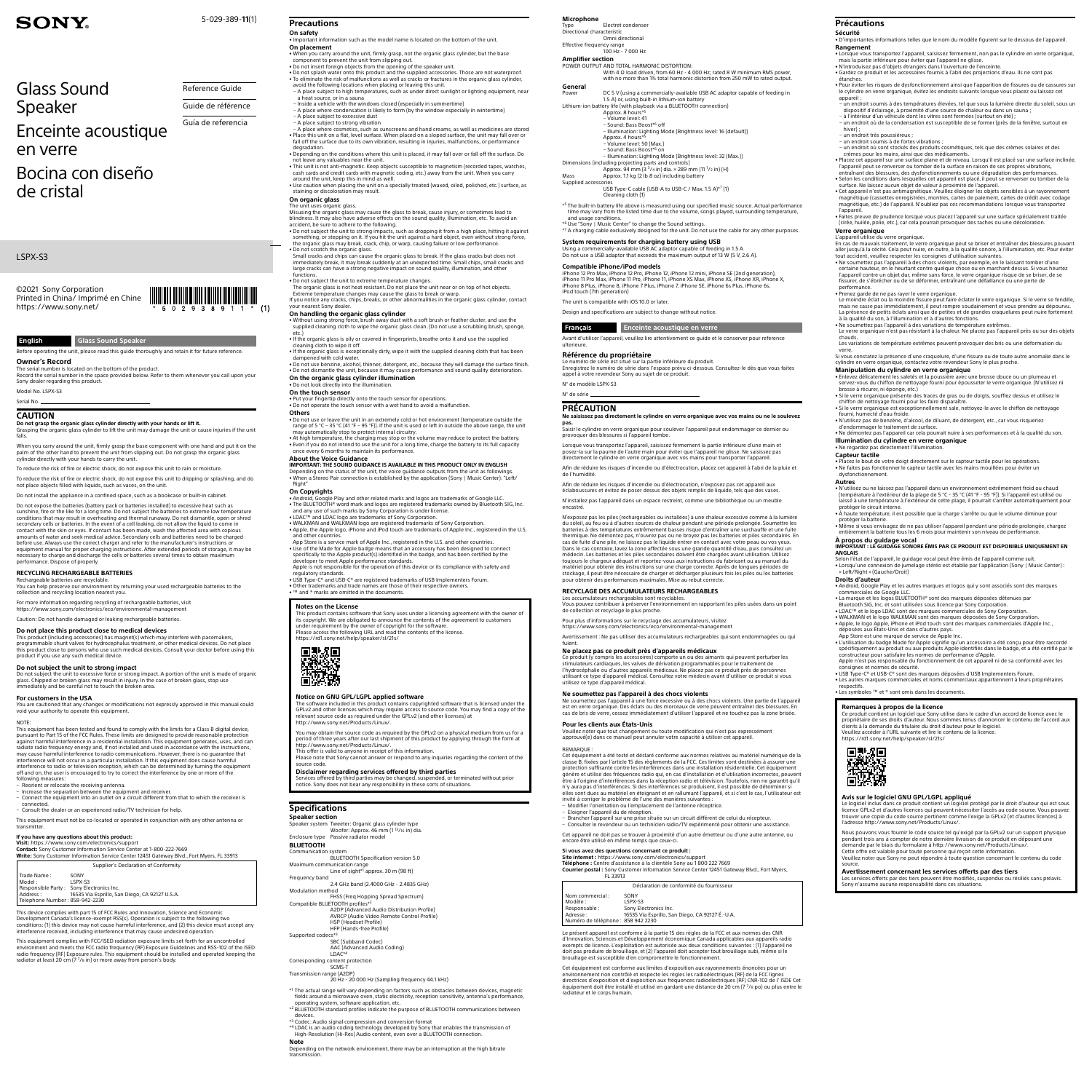# SONY

5-029-389-**11**(1)

# Glass Sound Speaker

# Enceinte acoustique en verre

# Bocina con diseño de cristal

Reference Guide

Guide de référence

Guía de referencia

LSPX-S3

©2021 Sony Corporation
Printed in China/ Imprimé en Chine
https://www.sony.net/

## English — Glass Sound Speaker

Before operating the unit, please read this guide thoroughly and retain it for future reference.

### Owner's Record

The serial number is located on the bottom of the product.
Record the serial number in the space provided below. Refer to them whenever you call upon your Sony dealer regarding this product.

Model No. LSPX-S3

Serial No. ____________

### CAUTION

**Do not grasp the organic glass cylinder directly with your hands or lift it.**
Grasping the organic glass cylinder to lift the unit may damage the unit or cause injuries if the unit falls.

When you carry around the unit, firmly grasp the base component with one hand and put it on the palm of the other hand to prevent the unit from slipping out. Do not grasp the organic glass cylinder directly with your hands to carry the unit.

To reduce the risk of fire or electric shock, do not expose this unit to rain or moisture.

To reduce the risk of fire or electric shock, do not expose this unit to dripping or splashing, and do not place objects filled with liquids, such as vases, on the unit.

Do not install the appliance in a confined space, such as a bookcase or built-in cabinet.

Do not expose the batteries (battery pack or batteries installed) to excessive heat such as sunshine, fire or the like for a long time. Do not subject the batteries to extreme low temperature conditions that may result in overheating and thermal runaway. Do not dismantle, open or shred secondary cells or batteries. In the event of a cell leaking, do not allow the liquid to come in contact with the skin or eyes. If contact has been made, wash the affected area with copious amounts of water and seek medical advice. Secondary cells and batteries need to be charged before use. Always use the correct charger and refer to the manufacturer's instructions or equipment manual for proper charging instructions. After extended periods of storage, it may be necessary to charge and discharge the cells or batteries several times to obtain maximum performance. Dispose of properly.

### RECYCLING RECHARGEABLE BATTERIES

Rechargeable batteries are recyclable.
You can help preserve our environment by returning your used rechargeable batteries to the collection and recycling location nearest you.

For more information regarding recycling of rechargeable batteries, visit https://www.sony.com/electronics/eco/environmental-management

Caution: Do not handle damaged or leaking rechargeable batteries.

### Do not place this product close to medical devices

This product (including accessories) has magnet(s) which may interfere with pacemakers, programmable shunt valves for hydrocephalus treatment, or other medical devices. Do not place this product close to persons who use such medical devices. Consult your doctor before using this product if you use any such medical device.

### Do not subject the unit to strong impact

Do not subject the unit to excessive force or strong impact. A portion of the unit is made of organic glass. Chipped or broken glass may result in injury. In the case of broken glass, stop use immediately and be careful not to touch the broken area.

### For customers in the USA

You are cautioned that any changes or modifications not expressly approved in this manual could void your authority to operate this equipment.

NOTE:
This equipment has been tested and found to comply with the limits for a Class B digital device, pursuant to Part 15 of the FCC Rules. These limits are designed to provide reasonable protection against harmful interference in a residential installation. This equipment generates, uses, and can radiate radio frequency energy and, if not installed and used in accordance with the instructions, may cause harmful interference to radio communications. However, there is no guarantee that interference will not occur in a particular installation. If this equipment does cause harmful interference to radio or television reception, which can be determined by turning the equipment off and on, the user is encouraged to try to correct the interference by one or more of the following measures:
- Reorient or relocate the receiving antenna.
- Increase the separation between the equipment and receiver.
- Connect the equipment into an outlet on a circuit different from that to which the receiver is connected.
- Consult the dealer or an experienced radio/TV technician for help.

This equipment must not be co-located or operated in conjunction with any other antenna or transmitter.

**If you have any questions about this product:**
**Visit:** https://www.sony.com/electronics/support
**Contact:** Sony Customer Information Service Center at 1-800-222-7669
**Write:** Sony Customer Information Service Center 12451 Gateway Blvd., Fort Myers, FL 33913

| Supplier's Declaration of Conformity | |
|---|---|
| Trade Name : | SONY |
| Model : | LSPX-S3 |
| Responsible Party : | Sony Electronics Inc. |
| Address : | 16535 Via Esprillo, San Diego, CA 92127 U.S.A. |
| Telephone Number : | 858-942-2230 |

This device complies with part 15 of FCC Rules and Innovation, Science and Economic Development Canada's licence-exempt RSS(s). Operation is subject to the following two conditions: (1) this device may not cause harmful interference, and (2) this device must accept any interference received, including interference that may cause undesired operation.

This equipment complies with FCC/ISED radiation exposure limits set forth for an uncontrolled environment and meets the FCC radio frequency (RF) Exposure Guidelines and RSS-102 of the ISED radio frequency (RF) Exposure rules. This equipment should be installed and operated keeping the radiator at least 20 cm (7 7/8 in) or more away from person's body.

## Precautions

### On safety

- Important information such as the model name is located on the bottom of the unit.

### On placement

- When you carry around the unit, firmly grasp, not the organic glass cylinder, but the base component to prevent the unit from slipping out.
- Do not insert foreign objects from the opening of the speaker unit.
- Do not splash water onto this product and the supplied accessories. Those are not waterproof.
- To eliminate the risk of malfunctions as well as cracks or fractures in the organic glass cylinder, avoid the following locations when placing or leaving this unit.
  - A place subject to high temperatures, such as under direct sunlight or lighting equipment, near a heat source, or in a sauna
  - Inside a vehicle with the windows closed (especially in summertime)
  - A place where condensation is likely to form (by the window especially in wintertime)
  - A place subject to excessive dust
  - A place subject to strong vibration
  - A place where cosmetics, such as sunscreens and hand creams, as well as medicines are stored
- Place this unit on a flat, level surface. When placed on a sloped surface, the unit may fall over or fall off the surface due to its own vibration, resulting in injuries, malfunctions, or performance degradation.
- Depending on the conditions where this unit is placed, it may fall over or fall off the surface. Do not leave any valuables near the unit.
- This unit is not anti-magnetic. Keep objects susceptible to magnetism (recorded tapes, watches, cash cards and credit cards with magnetic coding, etc.) away from the unit. When you carry around the unit, keep this in mind as well.
- Use caution when placing the unit on a specially treated (waxed, oiled, polished, etc.) surface, as staining or discoloration may result.

### On organic glass

The unit uses organic glass.
Misusing the organic glass may cause the glass to break, cause injury, or sometimes lead to blindness. It may also have adverse effects on the sound quality, illumination, etc. To avoid an accident, be sure to adhere to the following.

- Do not subject the unit to strong impacts, such as dropping it from a high place, hitting it against something, or stepping on it. If you hit the unit against a hard object, even without strong force, the organic glass may break, crack, chip, or warp, causing failure or low performance.
- Do not scratch the organic glass.
  Small cracks and chips can cause the organic glass to break. If the glass cracks but does not immediately break, it may break suddenly at an unexpected time. Small chips, small cracks and large cracks can have a strong negative impact on sound quality, illumination, and other functions.
- Do not subject the unit to extreme temperature changes.
  The organic glass is not heat resistant. Do not place the unit near or on top of hot objects.
  Extreme temperature changes may cause the glass to break or warp.

If you notice any cracks, chips, breaks, or other abnormalities in the organic glass cylinder, contact your nearest Sony dealer.

### On handling the organic glass cylinder

- Without using strong force, brush away dust with a soft brush or feather duster, and use the supplied cleaning cloth to wipe the organic glass clean. (Do not use a scrubbing brush, sponge, etc.)
- If the organic glass is oily or covered in fingerprints, breathe onto it and use the supplied cleaning cloth to wipe it off.
- If the organic glass is exceptionally dirty, wipe it with the supplied cleaning cloth that has been dampened with cold water.
- Do not use benzine, alcohol, thinner, detergent, etc., because they will damage the surface finish.
- Do not dismantle the unit, because it may cause performance and sound quality deterioration.

### On the organic glass cylinder illumination

- Do not look directly into the illumination.

### On the touch sensor

- Put your fingertip directly onto the touch sensor for operations.
- Do not operate the touch sensor with a wet hand to avoid a malfunction.

### Others

- Do not use or leave the unit in an extremely cold or hot environment (temperature outside the range of 5 °C – 35 °C (41 °F – 95 °F)). If the unit is used or left in outside the above range, the unit may automatically stop to protect internal circuitry.
- At high temperature, the charging may stop or the volume may reduce to protect the battery.
- Even if you do not intend to use the unit for a long time, charge the battery to its full capacity once every 6 months to maintain its performance.

### About the Voice Guidance

**IMPORTANT: THE SOUND GUIDANCE IS AVAILABLE IN THIS PRODUCT ONLY IN ENGLISH**
Depending on the status of the unit, the voice guidance outputs from the unit as followings.
- When a Stereo Pair connection is established by the application (Sony | Music Center): "Left/Right"

### On Copyrights

- Android, Google Play and other related marks and logos are trademarks of Google LLC.
- The BLUETOOTH® word mark and logos are registered trademarks owned by Bluetooth SIG, Inc. and any use of such marks by Sony Corporation is under license.
- LDAC™ and LDAC logo are trademarks of Sony Corporation.
- WALKMAN and WALKMAN logo are registered trademarks of Sony Corporation.
- Apple, the Apple logo, iPhone and iPod touch are trademarks of Apple Inc., registered in the U.S. and other countries.
  App Store is a service mark of Apple Inc., registered in the U.S. and other countries.
- Use of the Made for Apple badge means that an accessory has been designed to connect specifically to the Apple product(s) identified in the badge, and has been certified by the developer to meet Apple performance standards.
  Apple is not responsible for the operation of this device or its compliance with safety and regulatory standards.
- USB Type-C® and USB-C® are registered trademarks of USB Implementers Forum.
- Other trademarks and trade names are those of their respective owners.
- ™ and ® marks are omitted in the documents.

### Notes on the License

This product contains software that Sony uses under a licensing agreement with the owner of its copyright. We are obligated to announce the contents of the agreement to customers under requirement by the owner of copyright for the software.
Please access the following URL and read the contents of the license.
https://rd1.sony.net/help/speaker/sl/21s/

### Notice on GNU GPL/LGPL applied software

The software included in this product contains copyrighted software that is licensed under the GPLv2 and other licenses which may require access to source code. You may find a copy of the relevant source code as required under the GPLv2 (and other licenses) at http://www.sony.net/Products/Linux/.

You may obtain the source code as required by the GPLv2 on a physical medium from us for a period of three years after our last shipment of this product by applying through the form at http://www.sony.net/Products/Linux/.
This offer is valid to anyone in receipt of this information.
Please note that Sony cannot answer or respond to any inquiries regarding the content of the source code.

### Disclaimer regarding services offered by third parties

Services offered by third parties may be changed, suspended, or terminated without prior notice. Sony does not bear any responsibility in these sorts of situations.

## Specifications

### Speaker section

Speaker system: Tweeter: Organic glass cylinder type
Woofer: Approx. 46 mm (1 13/16 in) dia.
Enclosure type: Passive radiator model

### BLUETOOTH

Communication system
BLUETOOTH Specification version 5.0
Maximum communication range
Line of sight[*1] approx. 30 m (98 ft)
Frequency band
2.4 GHz band (2.4000 GHz – 2.4835 GHz)
Modulation method
FHSS (Freq Hopping Spread Spectrum)
Compatible BLUETOOTH profiles[*2]
A2DP (Advanced Audio Distribution Profile)
AVRCP (Audio Video Remote Control Profile)
HSP (Headset Profile)
HFP (Hands-free Profile)
Supported codecs[*3]
SBC (Subband Codec)
AAC (Advanced Audio Coding)
LDAC[*4]
Corresponding content protection
SCMS-T
Transmission range (A2DP)
20 Hz – 20 000 Hz (Sampling frequency 44.1 kHz)

[*1] The actual range will vary depending on factors such as obstacles between devices, magnetic fields around a microwave oven, static electricity, reception sensitivity, antenna's performance, operating system, software application, etc.
[*2] BLUETOOTH standard profiles indicate the purpose of BLUETOOTH communications between devices.
[*3] Codec: Audio signal compression and conversion format
[*4] LDAC is an audio coding technology developed by Sony that enables the transmission of High-Resolution (Hi-Res) Audio content, even over a BLUETOOTH connection.

**Note**
Depending on the network environment, there may be an interruption at the high bitrate transmission.

### Microphone

Type: Electret condenser
Directional characteristic
Omni directional
Effective frequency range
100 Hz – 7 000 Hz

### Amplifier section

POWER OUTPUT AND TOTAL HARMONIC DISTORTION:
With 4 Ω load driven, from 60 Hz – 4 000 Hz; rated 8 W minimum RMS power, with no more than 1% total harmonic distortion from 250 mW to rated output.

### General

Power: DC 5 V (using a commercially-available USB AC adaptor capable of feeding in 1.5 A) or, using built-in lithium-ion battery
Lithium-ion battery life (with playback via a BLUETOOTH connection)
Approx. 8 hours[*5]
– Volume level: 41
– Sound: Bass Boost[*6] off
– Illumination: Lighting Mode [Brightness level: 16 (default)]
Approx. 4 hours[*5]
– Volume level: 50 (Max.)
– Sound: Bass Boost[*6] on
– Illumination: Lighting Mode [Brightness level: 32 (Max.)]
Dimensions (including projecting parts and controls)
Approx. 94 mm (3 3/4 in) dia. × 289 mm (11 1/2 in) (H)
Mass: Approx. 1.1 kg (2 lb 8 oz) including battery
Supplied accessories
USB Type-C cable (USB-A to USB-C / Max. 1.5 A)[*7] (1)
Cleaning cloth (1)

[*5] The built-in battery life above is measured using our specified music source. Actual performance time may vary from the listed time due to the volume, songs played, surrounding temperature, and usage conditions.
[*6] Use "Sony | Music Center" to change the Sound settings.
[*7] A charging cable exclusively designed for the unit. Do not use the cable for any other purposes.

### System requirements for charging battery using USB

Using a commercially-available USB AC adaptor capable of feeding in 1.5 A
Do not use a USB adaptor that exceeds the maximum output of 13 W (5 V, 2.6 A).

### Compatible iPhone/iPod models

iPhone 12 Pro Max, iPhone 12 Pro, iPhone 12, iPhone 12 mini, iPhone SE (2nd generation), iPhone 11 Pro Max, iPhone 11 Pro, iPhone 11, iPhone XS Max, iPhone XS, iPhone XR, iPhone X, iPhone 8 Plus, iPhone 8, iPhone 7 Plus, iPhone 7, iPhone SE, iPhone 6s Plus, iPhone 6s, iPod touch (7th generation)

The unit is compatible with iOS 10.0 or later.

Design and specifications are subject to change without notice.

## Français — Enceinte acoustique en verre

Avant d'utiliser l'appareil, veuillez lire attentivement ce guide et le conserver pour référence ultérieure.

### Référence du propriétaire

Le numéro de série est situé sur la partie inférieure du produit.
Enregistrez le numéro de série dans l'espace prévu ci-dessous. Consultez-le dès que vous faites appel à votre revendeur Sony au sujet de ce produit.

N° de modèle LSPX-S3

N° de série ____________

### PRÉCAUTION

**Ne saisissez pas directement le cylindre en verre organique avec vos mains ou ne le soulevez pas.**
Saisir le cylindre en verre organique pour soulever l'appareil peut endommager ce dernier ou provoquer des blessures si l'appareil tombe.

Lorsque vous transportez l'appareil, saisissez fermement la partie inférieure d'une main et posez-la sur la paume de l'autre main pour éviter que l'appareil ne glisse. Ne saisissez pas directement le cylindre en verre organique avec vos mains pour transporter l'appareil.

Afin de réduire les risques d'incendie ou d'électrocution, placez cet appareil à l'abri de la pluie et de l'humidité.

Afin de réduire les risques d'incendie ou d'électrocution, n'exposez pas cet appareil aux éclaboussures et évitez de poser dessus des objets remplis de liquide, tels que des vases.

N'installez pas l'appareil dans un espace restreint, comme une bibliothèque ou un meuble encastré.

N'exposez pas les piles (rechargeables ou installées) à une chaleur excessive comme à la lumière du soleil, au feu ou à d'autres sources de chaleur pendant une période prolongée. Soumettre les batteries à des températures extrêmement basses risque d'entraîner une surchauffe et une fuite thermique. Ne démontez pas, n'ouvrez pas ou ne broyez pas les batteries et piles secondaires. En cas de fuite d'une pile, ne laissez pas le liquide entrer en contact avec votre peau ou vos yeux. Dans le cas contraire, lavez la zone affectée sous une grande quantité d'eau, puis consultez un médecin. Les batteries et les piles secondaires doivent être chargées avant utilisation. Utilisez toujours le chargeur adéquat et reportez-vous aux instructions du fabricant ou au manuel du matériel pour obtenir des instructions sur une charge correcte. Après de longues périodes de stockage, il peut être nécessaire de charger et décharger plusieurs fois les piles ou les batteries pour obtenir des performances maximales. Mise au rebut correcte.

### RECYCLAGE DES ACCUMULATEURS RECHARGEABLES

Les accumulateurs rechargeables sont recyclables.
Vous pouvez contribuer à préserver l'environnement en rapportant les piles usées dans un point de collection et recyclage le plus proche.

Pour plus d'informations sur le recyclage des accumulateurs, visitez https://www.sony.com/electronics/eco/environmental-management

Avertissement : Ne pas utiliser des accumulateurs rechargeables qui sont endommagées ou qui fuient.

### Ne placez pas ce produit près d'appareils médicaux

Ce produit (y compris les accessoires) comporte un ou des aimants qui peuvent perturber les stimulateurs cardiaques, les valves de dérivation programmables pour le traitement de l'hydrocéphalie ou d'autres appareils médicaux. Ne placez pas ce produit près de personnes utilisant ce type d'appareil médical. Consultez votre médecin avant d'utiliser ce produit si vous utilisez ce type d'appareil médical.

### Ne soumettez pas l'appareil à des chocs violents

Ne soumettez pas l'appareil à une force excessive ou à des chocs violents. Une partie de l'appareil est en verre organique. Des éclats ou des morceaux de verre peuvent entraîner des blessures. En cas de bris de verre, cessez immédiatement d'utiliser l'appareil et ne touchez pas la zone brisée.

### Pour les clients aux États-Unis

Veuillez noter que tout changement ou toute modification qui n'est pas expressément approuvé(e) dans ce manuel peut annuler votre capacité à utiliser cet appareil.

REMARQUE :
Cet équipement a été testé et déclaré conforme aux normes relatives au matériel numérique de la classe B, fixées par l'article 15 des règlements de la FCC. Ces limites sont destinées à assurer une protection suffisante contre les interférences dans une installation résidentielle. Cet équipement génère et utilise des fréquences radio qui, en cas d'installation et d'utilisation incorrectes, peuvent être à l'origine d'interférences dans la réception radio et télévision. Toutefois, rien ne garantit qu'il n'y aura pas d'interférences. Si des interférences se produisent, il est possible de déterminer si elles sont dues au matériel en éteignant et en rallumant l'appareil, et si c'est le cas, l'utilisateur est invité à corriger le problème de l'une des manières suivantes :
- Modifier l'orientation ou l'emplacement de l'antenne réceptrice.
- Éloigner l'appareil du récepteur.
- Brancher l'appareil sur une prise située sur un circuit différent de celui du récepteur.
- Consulter le revendeur ou un technicien radio/TV expérimenté pour obtenir une assistance.

Cet appareil ne doit pas se trouver à proximité d'un autre émetteur ou d'une autre antenne, ou encore être utilisé en même temps que ceux-ci.

**Si vous avez des questions concernant ce produit :**
**Site internet :** https://www.sony.com/electronics/support
**Téléphone :** Centre d'assistance à la clientèle Sony au 1 800 222 7669
**Courrier postal :** Sony Customer Information Service Center 12451 Gateway Blvd., Fort Myers, FL 33913

| Déclaration de conformité du fournisseur | |
|---|---|
| Nom commercial : | SONY |
| Modèle : | LSPX-S3 |
| Responsable : | Sony Electronics Inc. |
| Adresse : | 16535 Via Esprillo, San Diego, CA 92127 É.-U.A. |
| Numéro de téléphone : | 858 942 2230 |

Le présent appareil est conforme à la partie 15 des règles de la FCC et aux normes des CNR d'Innovation, Sciences et Développement économique Canada applicables aux appareils radio exempts de licence. L'exploitation est autorisée aux deux conditions suivantes : (1) l'appareil ne doit pas produire de brouillage, et (2) l'appareil doit accepter tout brouillage subi, même si le brouillage est susceptible d'en compromettre le fonctionnement.

Cet équipement est conforme aux limites d'exposition aux rayonnements énoncées pour un environnement non contrôlé et respecte les règles les radioélectriques (RF) de la FCC lignes directrices d'exposition et d'exposition aux fréquences radioélectriques (RF) CNR-102 de l' ISDE Cet équipement doit être installé et utilisé en gardant une distance de 20 cm (7 7/8 po) ou plus entre le radiateur et le corps humain.

## Précautions

### Sécurité

- D'importantes informations telles que le nom du modèle figurent sur le dessous de l'appareil.

### Rangement

- Lorsque vous transportez l'appareil, saisissez fermement, non pas le cylindre en verre organique, mais la partie inférieure pour éviter que l'appareil ne glisse.
- N'introduisez pas d'objets étrangers dans l'ouverture de l'enceinte.
- Gardez ce produit et les accessoires fournis à l'abri des projections d'eau. Ils ne sont pas étanches.
- Pour éviter les risques de dysfonctionnement ainsi que l'apparition de fissures ou de cassures sur le cylindre en verre organique, évitez les endroits suivants lorsque vous placez ou laissez cet appareil :
  - un endroit soumis à des températures élevées, tel que sous la lumière directe du soleil, sous un dispositif d'éclairage, à proximité d'une source de chaleur ou dans un sauna ;
  - à l'intérieur d'un véhicule dont les vitres sont fermées (surtout en été) ;
  - un endroit où de la condensation est susceptible de se former (près de la fenêtre, surtout en hiver) ;
  - un endroit très poussiéreux ;
  - un endroit soumis à de fortes vibrations ;
  - un endroit où sont stockés des produits cosmétiques, tels que des crèmes solaires et des crèmes pour les mains, ainsi que des médicaments.
- Placez cet appareil sur une surface plane et de niveau. Lorsqu'il est placé sur une surface inclinée, l'appareil peut se renverser ou tomber de la surface en raison de ses propres vibrations, entraînant des blessures, des dysfonctionnements ou une dégradation des performances.
- Selon les conditions dans lesquelles cet appareil est placé, il peut se renverser ou tomber de la surface. Ne laissez aucun objet de valeur à proximité de l'appareil.
- Cet appareil n'est pas antimagnétique. Veuillez éloigner les objets sensibles à un rayonnement magnétique (cassettes enregistrées, montres, cartes de paiement, cartes de crédit avec codage magnétique, etc.) de l'appareil. N'oubliez pas ces recommandations lorsque vous transportez l'appareil.
- Faites preuve de prudence lorsque vous placez l'appareil sur une surface spécialement traitée (cirée, huilée, polie, etc.), car cela pourrait provoquer des taches ou une décoloration.

### Verre organique

L'appareil utilise du verre organique.
En cas de mauvais traitement, le verre organique peut se briser et entraîner des blessures pouvant aller jusqu'à la cécité. Cela peut nuire, en outre, à la qualité sonore, à l'illumination, etc. Pour éviter tout accident, veuillez respecter les consignes d'utilisation suivantes.

- Ne soumettez pas l'appareil à des chocs violents, par exemple, en le laissant tomber d'une certaine hauteur, en le heurtant contre quelque chose ou en marchant dessus. Si vous heurtez l'appareil contre un objet dur, même sans force, le verre organique risque de se briser, de se fissurer, de s'ébrécher ou de se déformer, entraînant une défaillance ou une perte de performance.
- Prenez garde de ne pas rayer le verre organique.
  Le moindre éclat ou la moindre fissure peut faire éclater le verre organique. Si le verre se fendille, mais ne casse pas immédiatement, il peut rompre soudainement et vous prendre au dépourvu. La présence de petits éclats ainsi que de petites et de grandes craquelures peut nuire fortement à la qualité du son, à l'illumination et à d'autres fonctions.
- Ne soumettez pas l'appareil à des variations de température extrêmes.
  Le verre organique n'est pas résistant à la chaleur. Ne placez pas l'appareil près ou sur des objets chauds.
  Les variations de température extrêmes peuvent provoquer des bris ou une déformation du verre.

Si vous constatez la présence d'une craquelure, d'une fissure ou de toute autre anomalie dans le cylindre en verre organique, contactez votre revendeur Sony le plus proche.

### Manipulation du cylindre en verre organique

- Enlevez délicatement les saletés et la poussière avec une brosse douce ou un plumeau et servez-vous du chiffon de nettoyage fourni pour épousseter le verre organique. (N'utilisez ni brosse à récurer, ni éponge, etc.)
- Si le verre organique présente des traces de gras ou de doigts, soufflez dessus et utilisez le chiffon de nettoyage fourni pour les faire disparaître.
- Si le verre organique est exceptionnellement sale, nettoyez-le avec le chiffon de nettoyage fourni, humecté d'eau froide.
- N'utilisez pas de benzène, d'alcool, de diluant, de détergent, etc., car vous risqueriez d'endommager le traitement de surface.
- Ne démontez pas l'appareil car cela pourrait nuire à ses performances et à la qualité du son.

### Illumination du cylindre en verre organique

- Ne regardez pas directement l'illumination.

### Capteur tactile

- Placez le bout de votre doigt directement sur le capteur tactile pour les opérations.
- Ne faites pas fonctionner le capteur tactile avec les mains mouillées pour éviter un dysfonctionnement.

### Autres

- N'utilisez ou ne laissez pas l'appareil dans un environnement extrêmement froid ou chaud (température à l'extérieur de la plage de 5 °C – 35 °C (41 °F – 95 °F)). Si l'appareil est utilisé ou laissé à une température à l'extérieur de cette plage, il pourrait s'arrêter automatiquement pour protéger le circuit interne.
- À haute température, il est possible que la charge s'arrête ou que le volume diminue pour protéger la batterie.
- Même si vous envisagez de ne pas utiliser l'appareil pendant une période prolongée, chargez entièrement la batterie tous les 6 mois pour maintenir son niveau de performance.

### À propos du guidage vocal

**IMPORTANT : LE GUIDAGE SONORE ÉMIS PAR CE PRODUIT EST DISPONIBLE UNIQUEMENT EN ANGLAIS**
Selon l'état de l'appareil, le guidage vocal peut être émis de l'appareil comme suit.
- Lorsqu'une connexion de jumelage stéréo est établie par l'application (Sony | Music Center) : « Left/Right » (Gauche/Droit)

### Droits d'auteur

- Android, Google Play et les autres marques et logos qui y sont associés sont des marques commerciales de Google LLC.
- La marque et les logos BLUETOOTH® sont des marques déposées détenues par Bluetooth SIG, Inc. et sont utilisées sous licence par Sony Corporation.
- LDAC™ et le logo LDAC sont des marques commerciales de Sony Corporation.
- WALKMAN et le logo WALKMAN sont des marques déposées de Sony Corporation.
- Apple, le logo Apple, iPhone et iPod touch sont des marques commerciales d'Apple Inc., déposées aux États-Unis et dans d'autres pays.
  App Store est une marque de service de Apple Inc.
- L'utilisation du badge Made for Apple signifie qu'un accessoire a été conçu pour être raccordé spécifiquement au produit ou aux produits Apple identifiés dans le badge, et a été certifié par le constructeur pour satisfaire les normes de performance d'Apple.
  Apple n'est pas responsable du fonctionnement de cet appareil ni de sa conformité avec les consignes et normes de sécurité.
- USB Type-C® et USB-C® sont des marques déposées d'USB Implementers Forum.
- Les autres marques commerciales et noms commerciaux appartiennent à leurs propriétaires respectifs.
- Les symboles ™ et ® sont omis dans les documents.

### Remarques à propos de la licence

Ce produit contient un logiciel que Sony utilise dans le cadre d'un accord de licence avec le propriétaire de ses droits d'auteur. Nous sommes tenus d'annoncer le contenu de l'accord aux clients à la demande du titulaire du droit d'auteur pour le logiciel.
Veuillez accéder à l'URL suivante et lire le contenu de la licence.
https://rd1.sony.net/help/speaker/sl/21s/

### Avis sur le logiciel GNU GPL/LGPL appliqué

Le logiciel inclus dans ce produit contient un logiciel protégé par le droit d'auteur qui est sous licence GPLv2 et d'autres licences qui peuvent nécessiter l'accès au code source. Vous pouvez trouver une copie du code source pertinent comme l'exige la GPLv2 (et d'autres licences) à l'adresse http://www.sony.net/Products/Linux/.

Nous pouvons vous fournir le code source tel qu'exigé par la GPLv2 sur un support physique pendant trois ans à compter de notre dernière livraison de ce produit en déposant une demande par le biais du formulaire à http://www.sony.net/Products/Linux/.
Cette offre est valable pour toute personne qui reçoit cette information.
Veuillez noter que Sony ne peut répondre à toute question concernant le contenu du code source.

### Avertissement concernant les services offerts par des tiers

Les services offerts par des tiers peuvent être modifiés, suspendus ou résiliés sans préavis. Sony n'assume aucune responsabilité dans ces situations.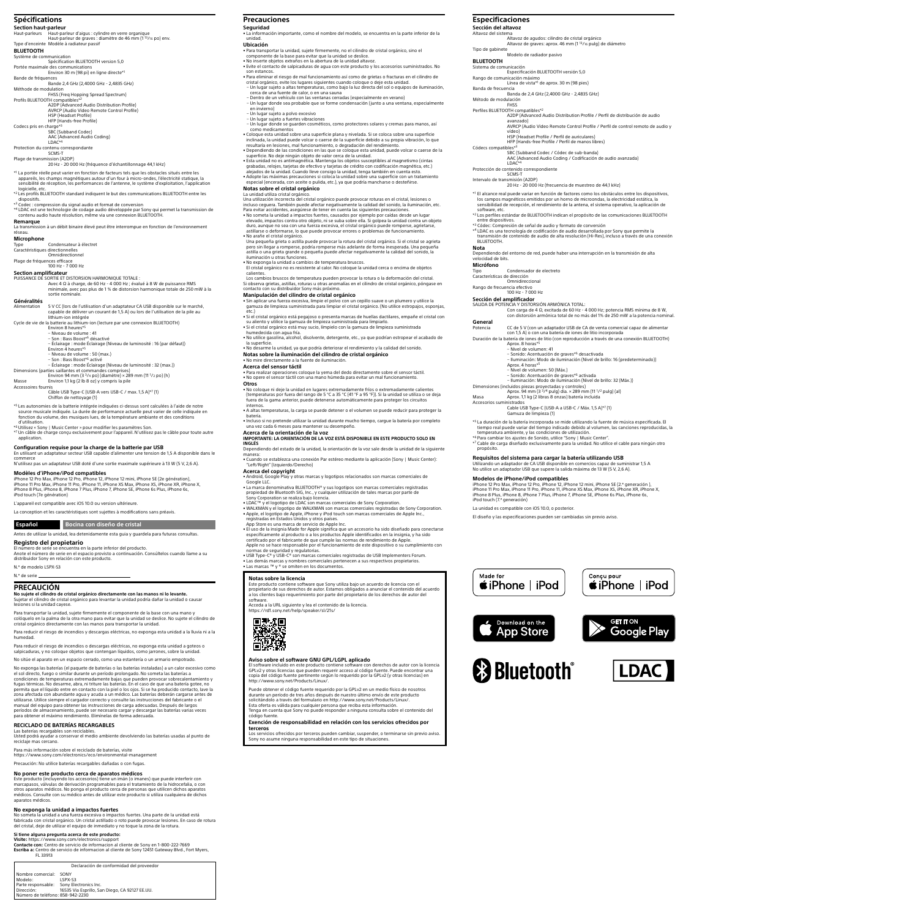## Spécifications

### Section haut-parleur

Haut-parleurs Haut-parleur d'aigus : cylindre en verre organique
Haut-parleur de graves : diamètre de 46 mm (1 13/16 po) env.

Type d'enceinte Modèle à radiateur passif

### BLUETOOTH

Système de communication
Spécification BLUETOOTH version 5,0

Portée maximale des communications
Environ 30 m (98 pi) en ligne directe*1

Bande de fréquences
Bande 2,4 GHz (2,4000 GHz - 2,4835 GHz)

Méthode de modulation
FHSS (Freq Hopping Spread Spectrum)

Profils BLUETOOTH compatibles*2
A2DP (Advanced Audio Distribution Profile)
AVRCP (Audio Video Remote Control Profile)
HSP (Headset Profile)
HFP (Hands-free Profile)

Codecs pris en charge*3
SBC (Subband Codec)
AAC (Advanced Audio Coding)
LDAC*4

Protection du contenu correspondante
SCMS-T

Plage de transmission (A2DP)
20 Hz - 20 000 Hz (fréquence d'échantillonnage 44,1 kHz)

*1 La portée réelle peut varier en fonction de facteurs tels que les obstacles situés entre les appareils, les champs magnétiques autour d'un four à micro-ondes, l'électricité statique, la sensibilité de réception, les performances de l'antenne, le système d'exploitation, l'application logicielle, etc.
*2 Les profils BLUETOOTH standard indiquent le but des communications BLUETOOTH entre les dispositifs.
*3 Codec : compression du signal audio et format de conversion
*4 LDAC est une technologie de codage audio développée par Sony qui permet la transmission de contenu audio haute résolution, même via une connexion BLUETOOTH.

**Remarque**
La transmission à un débit binaire élevé peut être interrompue en fonction de l'environnement réseau.

### Microphone

Type Condensateur à électret
Caractéristiques directionnelles
Omnidirectionnel
Plage de fréquences efficace
100 Hz - 7 000 Hz

### Section amplificateur

PUISSANCE DE SORTIE ET DISTORSION HARMONIQUE TOTALE :
Avec 4 Ω à charge, de 60 Hz - 4 000 Hz ; évalué à 8 W de puissance RMS minimale, avec pas plus de 1 % de distorsion harmonique totale de 250 mW à la sortie nominale.

### Généralités

Alimentation 5 V CC (lors de l'utilisation d'un adaptateur CA USB disponible sur le marché, capable de délivrer un courant de 1,5 A) ou lors de l'utilisation de la pile au lithium-ion intégrée

Cycle de vie de la batterie au lithium-ion (lecture par une connexion BLUETOOTH)
Environ 8 heures*5
– Niveau de volume : 41
– Son : Bass Boost*6 désactivé
– Éclairage : mode Éclairage (Niveau de luminosité : 16 (par défaut))
Environ 4 heures*5
– Niveau de volume : 50 (max.)
– Son : Bass Boost*6 activé
– Éclairage : mode Éclairage (Niveau de luminosité : 32 (max.))

Dimensions (parties saillantes et commandes comprises)
Environ 94 mm (3 3/4 po) (diamètre) × 289 mm (11 1/2 po) (h)

Masse Environ 1,1 kg (2 lb 8 oz) y compris la pile

Accessoires fournis
Câble USB Type-C (USB-A vers USB-C / max. 1,5 A)*7 (1)
Chiffon de nettoyage (1)

*5 Les autonomies de la batterie intégrée indiquées ci-dessus sont calculées à l'aide de notre source musicale indiquée. La durée de performance actuelle peut varier de celle indiquée en fonction du volume, des musiques lues, de la température ambiante et des conditions d'utilisation.
*6 Utilisez « Sony | Music Center » pour modifier les paramètres Son.
*7 Un câble de charge conçu exclusivement pour l'appareil. N'utilisez pas le câble pour toute autre application.

### Configuration requise pour la charge de la batterie par USB

En utilisant un adaptateur secteur USB capable d'alimenter une tension de 1,5 A disponible dans le commerce
N'utilisez pas un adaptateur USB doté d'une sortie maximale supérieure à 13 W (5 V, 2,6 A).

### Modèles d'iPhone/iPod compatibles

iPhone 12 Pro Max, iPhone 12 Pro, iPhone 12, iPhone 12 mini, iPhone SE (2e génération), iPhone 11 Pro Max, iPhone 11 Pro, iPhone 11, iPhone XS Max, iPhone XS, iPhone XR, iPhone X, iPhone 8 Plus, iPhone 8, iPhone 7 Plus, iPhone 7, iPhone SE, iPhone 6s Plus, iPhone 6s, iPod touch (7e génération)

L'appareil est compatible avec iOS 10.0 ou version ultérieure.

La conception et les caractéristiques sont sujettes à modifications sans préavis.

**Español** **Bocina con diseño de cristal**

Antes de utilizar la unidad, lea detenidamente esta guía y guárdela para futuras consultas.

### Registro del propietario

El número de serie se encuentra en la parte inferior del producto.
Anote el número de serie en el espacio provisto a continuación. Consúltelos cuando llame a su distribuidor Sony en relación con este producto.

N.º de modelo LSPX-S3

N.º de serie ____________________

## PRECAUCIÓN

**No sujete el cilindro de cristal orgánico directamente con las manos ni lo levante.**
Sujetar el cilindro de cristal orgánico para levantar la unidad podría dañar la unidad o causar lesiones si la unidad cayese.

Para transportar la unidad, sujete firmemente el componente de la base con una mano y colóquelo en la palma de la otra mano para evitar que la unidad se deslice. No sujete el cilindro de cristal orgánico directamente con las manos para transportar la unidad.

Para reducir el riesgo de incendios y descargas eléctricas, no exponga esta unidad a la lluvia ni a la humedad.

Para reducir el riesgo de incendios o descargas eléctricas, no exponga esta unidad a goteos o salpicaduras, y no coloque objetos que contengan líquidos, como jarrones, sobre la unidad.

No sitúe el aparato en un espacio cerrado, como una estantería o un armario empotrado.

No exponga las baterías (el paquete de baterías o las baterías instaladas) a un calor excesivo como el sol directo, fuego o similar durante un periodo prolongado. No someta las baterías a condiciones de temperaturas extremadamente bajas que pueden provocar sobrecalentamiento y fugas térmicas. No desarme, abra, ni triture las baterías. En el caso de que una batería gotee, no permita que el líquido entre en contacto con la piel o los ojos. Si se ha producido contacto, lave la zona afectada con abundante agua y acuda a un médico. Las baterías deberán cargarse antes de utilizarse. Utilice siempre el cargador correcto y consulte las instrucciones del fabricante o el manual del equipo para obtener las instrucciones de carga adecuadas. Después de largos periodos de almacenamiento, puede ser necesario cargar y descargar las baterías varias veces para obtener el máximo rendimiento. Elimínelas de forma adecuada.

### RECICLADO DE BATERÍAS RECARGABLES

Las baterías recargables son reciclables.
Usted podrá ayudar a conservar el medio ambiente devolviendo las baterías usadas al punto de reciclaje mas cercano.

Para más información sobre el reciclado de baterías, visite
https://www.sony.com/electronics/eco/environmental-management

Precaución: No utilice baterías recargables dañadas o con fugas.

### No poner este producto cerca de aparatos médicos

Este producto (incluyendo los accesorios) tiene un imán (o imanes) que puede interferir con marcapasos, válvulas de derivación programables para el tratamiento de la hidrocefalia, o con otros aparatos médicos. No ponga el producto cerca de personas que utilicen dichos aparatos médicos. Consulte con su médico antes de utilizar este producto si utiliza cualquiera de dichos aparatos médicos.

### No exponga la unidad a impactos fuertes

No someta la unidad a una fuerza excesiva o impactos fuertes. Una parte de la unidad está fabricada con cristal orgánico. Un cristal astillado o roto puede provocar lesiones. En caso de rotura del cristal, deje de utilizar el equipo de inmediato y no toque la zona de la rotura.

### Si tiene alguna pregunta acerca de este producto:

**Visite:** https://www.sony.com/electronics/support
**Contacte con:** Centro de servicio de informacion al cliente de Sony en 1-800-222-7669
**Escriba a:** Centro de servicio de informacion al cliente de Sony 12451 Gateway Blvd., Fort Myers, FL 33913

| Declaración de conformidad del proveedor | |
|---|---|
| Nombre comercial: | SONY |
| Modelo: | LSPX-S3 |
| Parte responsable: | Sony Electronics Inc. |
| Dirección: | 16535 Via Esprillo, San Diego, CA 92127 EE.UU. |
| Número de teléfono: | 858-942-2230 |

## Precauciones

### Seguridad

- La información importante, como el nombre del modelo, se encuentra en la parte inferior de la unidad.

### Ubicación

- Para transportar la unidad, sujete firmemente, no el cilindro de cristal orgánico, sino el componente de la base para evitar que la unidad se deslice.
- No inserte objetos extraños en la abertura de la unidad altavoz.
- Evite el contacto de salpicaduras de agua con este producto y los accesorios suministrados. No son estancos.
- Para eliminar el riesgo de mal funcionamiento así como de grietas o fracturas en el cilindro de cristal orgánico, evite los lugares siguientes cuando coloque o deje esta unidad.
  – Un lugar sujeto a altas temperaturas, como bajo la luz directa del sol o equipos de iluminación, cerca de una fuente de calor, o en una sauna
  – Dentro de un vehículo con las ventanas cerradas (especialmente en verano)
  – Un lugar donde sea probable que se forme condensación (junto a una ventana, especialmente en invierno)
  – Un lugar sujeto a polvo excesivo
  – Un lugar sujeto a fuertes vibraciones
  – Un lugar donde se guarden cosméticos, como protectores solares y cremas para manos, así como medicamentos
- Coloque esta unidad sobre una superficie plana y nivelada. Si se coloca sobre una superficie inclinada, la unidad puede volcar o caerse de la superficie debido a su propia vibración, lo que resultaría en lesiones, mal funcionamiento, o degradación del rendimiento.
- Dependiendo de las condiciones en las que se coloque esta unidad, puede volcar o caerse de la superficie. No deje ningún objeto de valor cerca de la unidad.
- Esta unidad no es antimagnética. Mantenga los objetos susceptibles al magnetismo (cintas grabadas, relojes, tarjetas de efectivo y tarjetas de crédito con codificación magnética, etc.) alejados de la unidad. Cuando lleve consigo la unidad, tenga también en cuenta esto.
- Adopte las máximas precauciones si coloca la unidad sobre una superficie con un tratamiento especial (encerada, con aceite o pulida, etc.), ya que podría mancharse o desteñirse.

### Notas sobre el cristal orgánico

La unidad utiliza cristal orgánico.
Una utilización incorrecta del cristal orgánico puede provocar roturas en el cristal, lesiones o incluso ceguera. También puede afectar negativamente la calidad del sonido, la iluminación, etc. Para evitar accidentes, asegúrese de tener en cuenta las siguientes precauciones.

- No someta la unidad a impactos fuertes, causados por ejemplo por caídas desde un lugar elevado, impactos contra otro objeto, ni se suba sobre ella. Si golpea la unidad contra un objeto duro, aunque no sea con una fuerza excesiva, el cristal orgánico puede romperse, agrietarse, astillarse o deformarse, lo que puede provocar errores o problemas de funcionamiento.
- No arañe el cristal orgánico.
  Una pequeña grieta o astilla puede provocar la rotura del cristal orgánico. Si el cristal se agrieta pero sin llegar a romperse, podría romperse más adelante de forma inesperada. Una pequeña astilla o una grieta grande o pequeña puede afectar negativamente la calidad del sonido, la iluminación u otras funciones.
- No exponga la unidad a cambios de temperatura bruscos.
  El cristal orgánico no es resistente al calor. No coloque la unidad cerca o encima de objetos calientes.
  Los cambios bruscos de temperatura pueden provocar la rotura o la deformación del cristal.

Si observa grietas, astillas, roturas u otras anomalías en el cilindro de cristal orgánico, póngase en contacto con su distribuidor Sony más próximo.

### Manipulación del cilindro de cristal orgánico

- Sin aplicar una fuerza excesiva, limpie el polvo con un cepillo suave o un plumero y utilice la gamuza de limpieza suministrada para limpiar el cristal orgánico. (No utilice estropajos, esponjas, etc.)
- Si el cristal orgánico está pegajoso o presenta marcas de huellas dactilares, empañe el cristal con su aliento y utilice la gamuza de limpieza suministrada para limpiarlo.
- Si el cristal orgánico está muy sucio, límpielo con la gamuza de limpieza suministrada humedecida con agua fría.
- No utilice gasolina, alcohol, disolvente, detergente, etc., ya que podrían estropear el acabado de la superficie.
- No desarme la unidad, ya que podría deteriorar el rendimiento y la calidad del sonido.

### Notas sobre la iluminación del cilindro de cristal orgánico

- No mire directamente a la fuente de iluminación.

### Acerca del sensor táctil

- Para realizar operaciones coloque la yema del dedo directamente sobre el sensor táctil.
- No opere el sensor táctil con una mano húmeda para evitar un mal funcionamiento.

### Otros

- No coloque ni deje la unidad en lugares extremadamente fríos o extremadamente calientes (temperaturas por fuera del rango de 5 °C a 35 °C (41 °F a 95 °F)). Si la unidad se utiliza o se deja fuera de la gama anterior, puede detenerse automáticamente para proteger los circuitos internos.
- A altas temperaturas, la carga se puede detener o el volumen se puede reducir para proteger la batería.
- Incluso si no pretende utilizar la unidad durante mucho tiempo, cargue la batería por completo una vez cada 6 meses para mantener su desempeño.

### Acerca de la orientación de la voz

**IMPORTANTE: LA ORIENTACIÓN DE LA VOZ ESTÁ DISPONIBLE EN ESTE PRODUCTO SOLO EN INGLÉS**

Dependiendo del estado de la unidad, la orientación de la voz sale desde la unidad de la siguiente manera:

- Cuando se establezca una conexión Par estéreo mediante la aplicación [Sony | Music Center]: "Left/Right" (Izquierdo/Derecho)

### Acerca del copyright

- Android, Google Play y otras marcas y logotipos relacionados son marcas comerciales de Google LLC.
- La marca denominativa BLUETOOTH® y sus logotipos son marcas comerciales registradas propiedad de Bluetooth SIG, Inc., y cualquier utilización de tales marcas por parte de Sony Corporation se realiza bajo licencia.
- LDAC™ y el logotipo de LDAC son marcas comerciales de Sony Corporation.
- WALKMAN y el logotipo de WALKMAN son marcas comerciales registradas de Sony Corporation.
- Apple, el logotipo de Apple, iPhone y iPod touch son marcas comerciales de Apple Inc., registradas en Estados Unidos y otros países.
  App Store es una marca de servicio de Apple Inc.
- El uso de la insignia Made for Apple significa que un accesorio ha sido diseñado para conectarse específicamente al producto o a los productos Apple identificados en la insignia, y ha sido certificado por el fabricante de que cumple las normas de rendimiento de Apple.
  Apple no se hace responsable por el funcionamiento de este dispositivo o su cumplimiento con normas de seguridad y regulatorias.
- USB Type-C® y USB-C® son marcas comerciales registradas de USB Implementers Forum.
- Las demás marcas y nombres comerciales pertenecen a sus respectivos propietarios.
- Las marcas ™ y ® se omiten en los documentos.

### Notas sobre la licencia

Este producto contiene software que Sony utiliza bajo un acuerdo de licencia con el propietario de sus derechos de autor. Estamos obligados a anunciar el contenido del acuerdo a los clientes bajo requerimiento por parte del propietario de los derechos de autor del software.
Acceda a la URL siguiente y lea el contenido de la licencia.
https://rd1.sony.net/help/speaker/sl/21s/

### Aviso sobre el software GNU GPL/LGPL aplicado

El software incluido en este producto contiene software con derechos de autor con la licencia GPLv2 y otras licencias que pueden requerir acceso al código fuente. Puede encontrar una copia del código fuente pertinente según lo requerido por la GPLv2 (y otras licencias) en http://www.sony.net/Products/Linux/.

Puede obtener el código fuente requerido por la GPLv2 en un medio físico de nosotros durante un período de tres años después de nuestro último envío de este producto solicitándolo a través del formulario en http://www.sony.net/Products/Linux/.
Esta oferta es válida para cualquier persona que reciba esta información.
Tenga en cuenta que Sony no puede responder a ninguna consulta sobre el contenido del código fuente.

### Exención de responsabilidad en relación con los servicios ofrecidos por terceros

Los servicios ofrecidos por terceros pueden cambiar, suspender, o terminarse sin previo aviso. Sony no asume ninguna responsabilidad en este tipo de situaciones.

## Especificaciones

### Sección del altavoz

Altavoz del sistema
Altavoz de agudos: cilindro de cristal orgánico
Altavoz de graves: aprox. 46 mm (1 13/16 pulg) de diámetro

Tipo de gabinete
Modelo de radiador pasivo

### BLUETOOTH

Sistema de comunicación
Especificación BLUETOOTH versión 5,0

Rango de comunicación máximo
Línea de vista*1 de aprox. 30 m (98 pies)

Banda de frecuencia
Banda de 2,4 GHz (2,4000 GHz - 2,4835 GHz)

Método de modulación
FHSS

Perfiles BLUETOOTH compatibles*2
A2DP (Advanced Audio Distribution Profile / Perfil de distribución de audio avanzado)
AVRCP (Audio Video Remote Control Profile / Perfil de control remoto de audio y video)
HSP (Headset Profile / Perfil de auriculares)
HFP (Hands-free Profile / Perfil de manos libres)

Códecs compatibles*3
SBC (Subband Codec / Códec de sub-banda)
AAC (Advanced Audio Coding / Codificación de audio avanzada)
LDAC*4

Protección de contenido correspondiente
SCMS-T

Intervalo de transmisión (A2DP)
20 Hz - 20 000 Hz (frecuencia de muestreo de 44,1 kHz)

*1 El alcance real puede variar en función de factores como los obstáculos entre los dispositivos, los campos magnéticos emitidos por un horno de microondas, la electricidad estática, la sensibilidad de recepción, el rendimiento de la antena, el sistema operativo, la aplicación de software, etc.
*2 Los perfiles estándar de BLUETOOTH indican el propósito de las comunicaciones BLUETOOTH entre dispositivos.
*3 Códec: Compresión de señal de audio y formato de conversión
*4 LDAC es una tecnología de codificación de audio desarrollada por Sony que permite la transmisión de contenido de audio de alta resolución (Hi-Res), incluso a través de una conexión BLUETOOTH.

**Nota**
Dependiendo del entorno de red, puede haber una interrupción en la transmisión de alta velocidad de bits.

### Micrófono

Tipo Condensador de electreto
Características de dirección
Omnidireccional
Rango de frecuencia efectivo
100 Hz - 7 000 Hz

### Sección del amplificador

SALIDA DE POTENCIA Y DISTORSIÓN ARMÓNICA TOTAL:
Con carga de 4 Ω, excitada de 60 Hz - 4 000 Hz; potencia RMS mínima de 8 W, con distorsión armónica total de no más del 1% de 250 mW a la potencia nominal.

### General

Potencia CC de 5 V (con un adaptador USB de CA de venta comercial capaz de alimentar con 1,5 A) o con una batería de iones de litio incorporada

Duración de la batería de iones de litio (con reproducción a través de una conexión BLUETOOTH)
Aprox. 8 horas*5
– Nivel de volumen: 41
– Sonido: Acentuación de graves*6 desactivada
– Iluminación: Modo de iluminación (Nivel de brillo: 16 (predeterminado))
Aprox. 4 horas*5
– Nivel de volumen: 50 (Máx.)
– Sonido: Acentuación de graves*6 activada
– Iluminación: Modo de iluminación (Nivel de brillo: 32 (Máx.))

Dimensiones (incluidos piezas proyectadas y controles)
Aprox. 94 mm (3 3/4 pulg) dia. × 289 mm (11 1/2 pulg) (al)

Masa Aprox. 1,1 kg (2 libras 8 onzas) batería incluida

Accesorios suministrados
Cable USB Type-C (USB-A a USB-C / Máx. 1,5 A)*7 (1)
Gamuza de limpieza (1)

*5 La duración de la batería incorporada se mide utilizando la fuente de música especificada. El tiempo real puede variar del tiempo indicado debido al volumen, las canciones reproducidas, la temperatura ambiente, y las condiciones de utilización.
*6 Para cambiar los ajustes de Sonido, utilice "Sony | Music Center".
*7 Cable de carga diseñado exclusivamente para la unidad. No utilice el cable para ningún otro propósito.

### Requisitos del sistema para cargar la batería utilizando USB

Utilizando un adaptador de CA USB disponible en comercios capaz de suministrar 1,5 A
No utilice un adaptador USB que supere la salida máxima de 13 W (5 V, 2,6 A).

### Modelos de iPhone/iPod compatibles

iPhone 12 Pro Max, iPhone 12 Pro, iPhone 12, iPhone 12 mini, iPhone SE (2.ª generación ), iPhone 11 Pro Max, iPhone 11 Pro, iPhone 11, iPhone XS Max, iPhone XS, iPhone XR, iPhone X, iPhone 8 Plus, iPhone 8, iPhone 7 Plus, iPhone 7, iPhone SE, iPhone 6s Plus, iPhone 6s, iPod touch (7.ª generación)

La unidad es compatible con iOS 10.0, o posterior.

El diseño y las especificaciones pueden ser cambiadas sin previo aviso.

Made for iPhone | iPod

Conçu pour iPhone | iPod

Download on the App Store

GET IT ON Google Play

Bluetooth®

LDAC